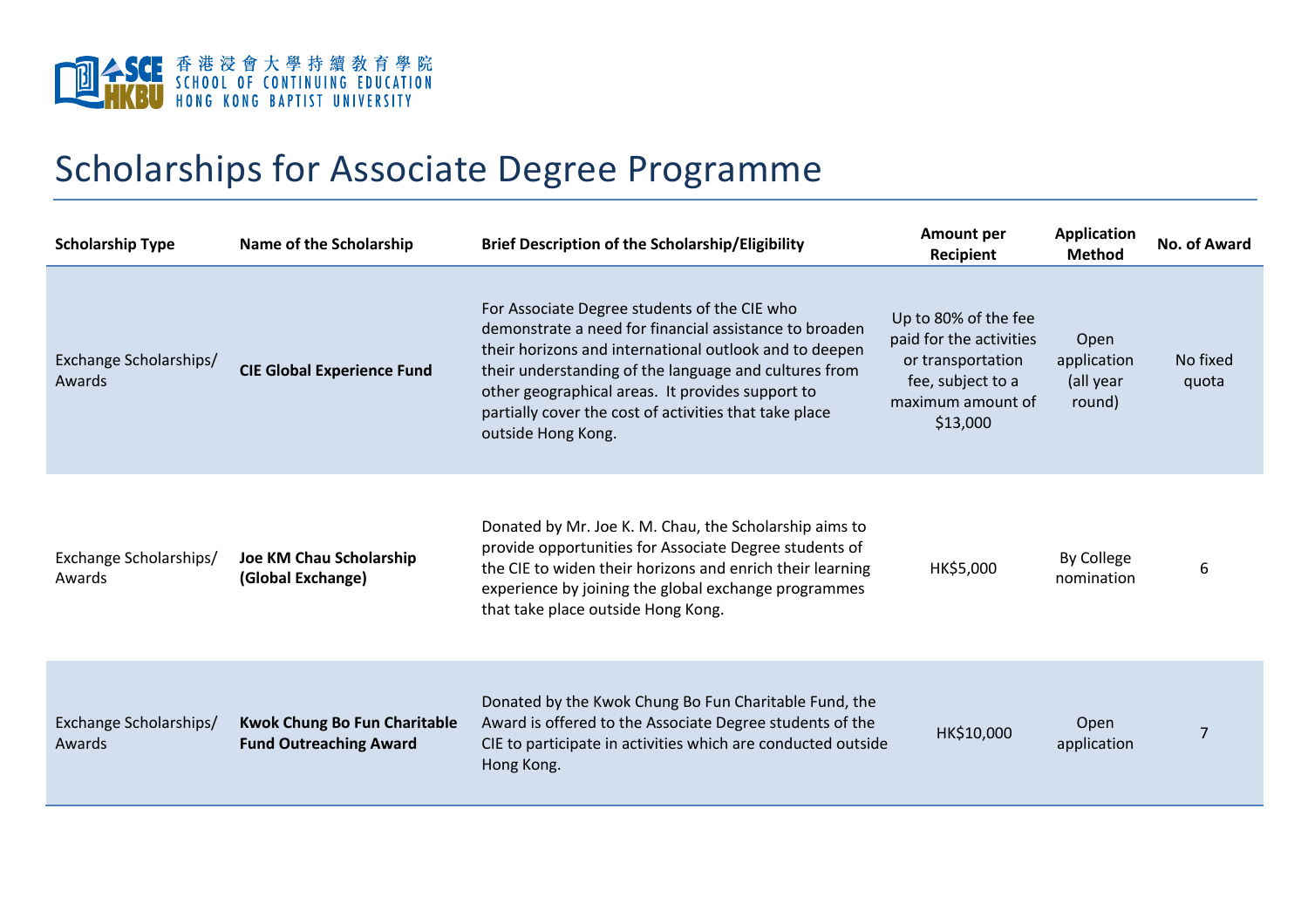香港浸會大學持續教育學院
SCHOOL OF CONTINUING EDUCATION
HONG KONG BAPTIST UNIVERSITY

# Scholarships for Associate Degree Programme

| Scholarship Type | Name of the Scholarship | Brief Description of the Scholarship/Eligibility | Amount per Recipient | Application Method | No. of Award |
|---|---|---|---|---|---|
| Exchange Scholarships/ Awards | **CIE Global Experience Fund** | For Associate Degree students of the CIE who demonstrate a need for financial assistance to broaden their horizons and international outlook and to deepen their understanding of the language and cultures from other geographical areas. It provides support to partially cover the cost of activities that take place outside Hong Kong. | Up to 80% of the fee paid for the activities or transportation fee, subject to a maximum amount of $13,000 | Open application (all year round) | No fixed quota |
| Exchange Scholarships/ Awards | **Joe KM Chau Scholarship (Global Exchange)** | Donated by Mr. Joe K. M. Chau, the Scholarship aims to provide opportunities for Associate Degree students of the CIE to widen their horizons and enrich their learning experience by joining the global exchange programmes that take place outside Hong Kong. | HK$5,000 | By College nomination | 6 |
| Exchange Scholarships/ Awards | **Kwok Chung Bo Fun Charitable Fund Outreaching Award** | Donated by the Kwok Chung Bo Fun Charitable Fund, the Award is offered to the Associate Degree students of the CIE to participate in activities which are conducted outside Hong Kong. | HK$10,000 | Open application | 7 |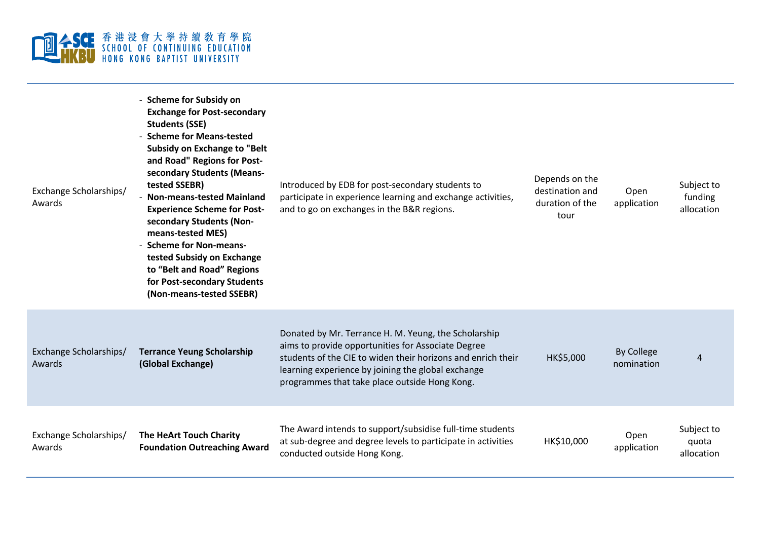| | | | | | |
|---|---|---|---|---|---|
| Exchange Scholarships/ Awards | - **Scheme for Subsidy on Exchange for Post-secondary Students (SSE)**<br>- **Scheme for Means-tested Subsidy on Exchange to "Belt and Road" Regions for Post-secondary Students (Means-tested SSEBR)**<br>- **Non-means-tested Mainland Experience Scheme for Post-secondary Students (Non-means-tested MES)**<br>- **Scheme for Non-means-tested Subsidy on Exchange to "Belt and Road" Regions for Post-secondary Students (Non-means-tested SSEBR)** | Introduced by EDB for post-secondary students to participate in experience learning and exchange activities, and to go on exchanges in the B&R regions. | Depends on the destination and duration of the tour | Open application | Subject to funding allocation |
| Exchange Scholarships/ Awards | **Terrance Yeung Scholarship (Global Exchange)** | Donated by Mr. Terrance H. M. Yeung, the Scholarship aims to provide opportunities for Associate Degree students of the CIE to widen their horizons and enrich their learning experience by joining the global exchange programmes that take place outside Hong Kong. | HK$5,000 | By College nomination | 4 |
| Exchange Scholarships/ Awards | **The HeArt Touch Charity Foundation Outreaching Award** | The Award intends to support/subsidise full-time students at sub-degree and degree levels to participate in activities conducted outside Hong Kong. | HK$10,000 | Open application | Subject to quota allocation |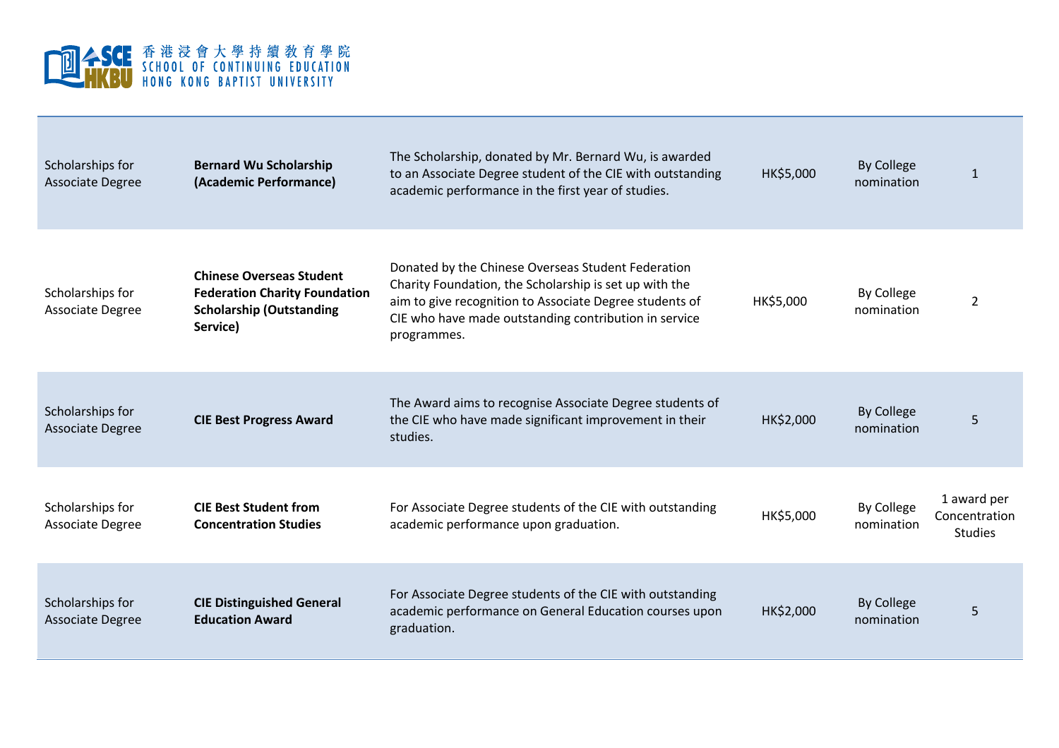| | | | | | |
|---|---|---|---|---|---|
| Scholarships for Associate Degree | **Bernard Wu Scholarship (Academic Performance)** | The Scholarship, donated by Mr. Bernard Wu, is awarded to an Associate Degree student of the CIE with outstanding academic performance in the first year of studies. | HK$5,000 | By College nomination | 1 |
| Scholarships for Associate Degree | **Chinese Overseas Student Federation Charity Foundation Scholarship (Outstanding Service)** | Donated by the Chinese Overseas Student Federation Charity Foundation, the Scholarship is set up with the aim to give recognition to Associate Degree students of CIE who have made outstanding contribution in service programmes. | HK$5,000 | By College nomination | 2 |
| Scholarships for Associate Degree | **CIE Best Progress Award** | The Award aims to recognise Associate Degree students of the CIE who have made significant improvement in their studies. | HK$2,000 | By College nomination | 5 |
| Scholarships for Associate Degree | **CIE Best Student from Concentration Studies** | For Associate Degree students of the CIE with outstanding academic performance upon graduation. | HK$5,000 | By College nomination | 1 award per Concentration Studies |
| Scholarships for Associate Degree | **CIE Distinguished General Education Award** | For Associate Degree students of the CIE with outstanding academic performance on General Education courses upon graduation. | HK$2,000 | By College nomination | 5 |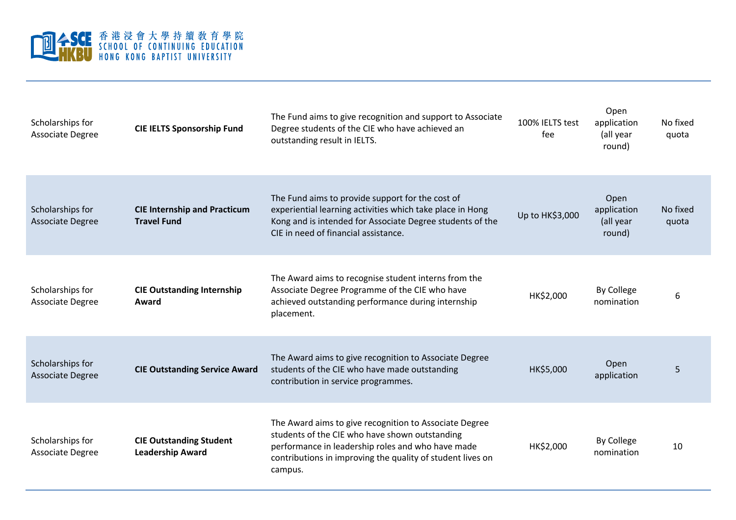| Scholarships for Associate Degree | **CIE IELTS Sponsorship Fund** | The Fund aims to give recognition and support to Associate Degree students of the CIE who have achieved an outstanding result in IELTS. | 100% IELTS test fee | Open application (all year round) | No fixed quota |
|---|---|---|---|---|---|
| Scholarships for Associate Degree | **CIE Internship and Practicum Travel Fund** | The Fund aims to provide support for the cost of experiential learning activities which take place in Hong Kong and is intended for Associate Degree students of the CIE in need of financial assistance. | Up to HK$3,000 | Open application (all year round) | No fixed quota |
| Scholarships for Associate Degree | **CIE Outstanding Internship Award** | The Award aims to recognise student interns from the Associate Degree Programme of the CIE who have achieved outstanding performance during internship placement. | HK$2,000 | By College nomination | 6 |
| Scholarships for Associate Degree | **CIE Outstanding Service Award** | The Award aims to give recognition to Associate Degree students of the CIE who have made outstanding contribution in service programmes. | HK$5,000 | Open application | 5 |
| Scholarships for Associate Degree | **CIE Outstanding Student Leadership Award** | The Award aims to give recognition to Associate Degree students of the CIE who have shown outstanding performance in leadership roles and who have made contributions in improving the quality of student lives on campus. | HK$2,000 | By College nomination | 10 |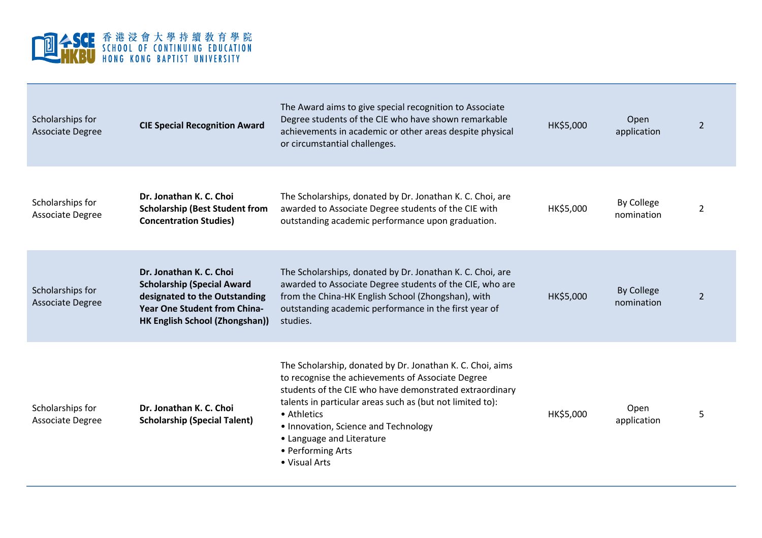| Scholarships for Associate Degree | **CIE Special Recognition Award** | The Award aims to give special recognition to Associate Degree students of the CIE who have shown remarkable achievements in academic or other areas despite physical or circumstantial challenges. | HK$5,000 | Open application | 2 |
|---|---|---|---|---|---|
| Scholarships for Associate Degree | **Dr. Jonathan K. C. Choi Scholarship (Best Student from Concentration Studies)** | The Scholarships, donated by Dr. Jonathan K. C. Choi, are awarded to Associate Degree students of the CIE with outstanding academic performance upon graduation. | HK$5,000 | By College nomination | 2 |
| Scholarships for Associate Degree | **Dr. Jonathan K. C. Choi Scholarship (Special Award designated to the Outstanding Year One Student from China-HK English School (Zhongshan))** | The Scholarships, donated by Dr. Jonathan K. C. Choi, are awarded to Associate Degree students of the CIE, who are from the China-HK English School (Zhongshan), with outstanding academic performance in the first year of studies. | HK$5,000 | By College nomination | 2 |
| Scholarships for Associate Degree | **Dr. Jonathan K. C. Choi Scholarship (Special Talent)** | The Scholarship, donated by Dr. Jonathan K. C. Choi, aims to recognise the achievements of Associate Degree students of the CIE who have demonstrated extraordinary talents in particular areas such as (but not limited to):<br>• Athletics<br>• Innovation, Science and Technology<br>• Language and Literature<br>• Performing Arts<br>• Visual Arts | HK$5,000 | Open application | 5 |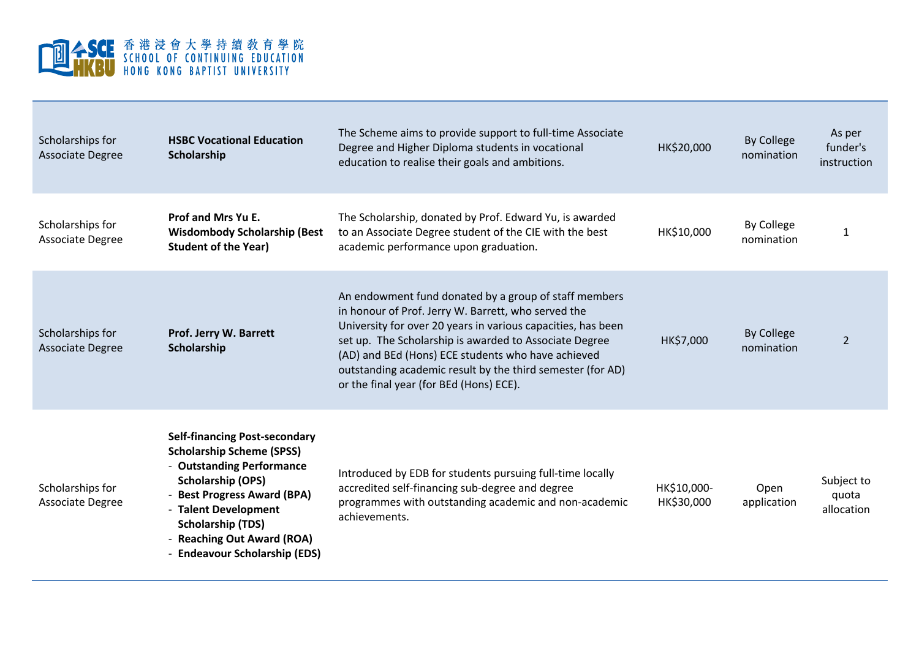| | | | | | |
|---|---|---|---|---|---|
| Scholarships for Associate Degree | **HSBC Vocational Education Scholarship** | The Scheme aims to provide support to full-time Associate Degree and Higher Diploma students in vocational education to realise their goals and ambitions. | HK$20,000 | By College nomination | As per funder's instruction |
| Scholarships for Associate Degree | **Prof and Mrs Yu E. Wisdombody Scholarship (Best Student of the Year)** | The Scholarship, donated by Prof. Edward Yu, is awarded to an Associate Degree student of the CIE with the best academic performance upon graduation. | HK$10,000 | By College nomination | 1 |
| Scholarships for Associate Degree | **Prof. Jerry W. Barrett Scholarship** | An endowment fund donated by a group of staff members in honour of Prof. Jerry W. Barrett, who served the University for over 20 years in various capacities, has been set up. The Scholarship is awarded to Associate Degree (AD) and BEd (Hons) ECE students who have achieved outstanding academic result by the third semester (for AD) or the final year (for BEd (Hons) ECE). | HK$7,000 | By College nomination | 2 |
| Scholarships for Associate Degree | **Self-financing Post-secondary Scholarship Scheme (SPSS)**<br>- **Outstanding Performance Scholarship (OPS)**<br>- **Best Progress Award (BPA)**<br>- **Talent Development Scholarship (TDS)**<br>- **Reaching Out Award (ROA)**<br>- **Endeavour Scholarship (EDS)** | Introduced by EDB for students pursuing full-time locally accredited self-financing sub-degree and degree programmes with outstanding academic and non-academic achievements. | HK$10,000-HK$30,000 | Open application | Subject to quota allocation |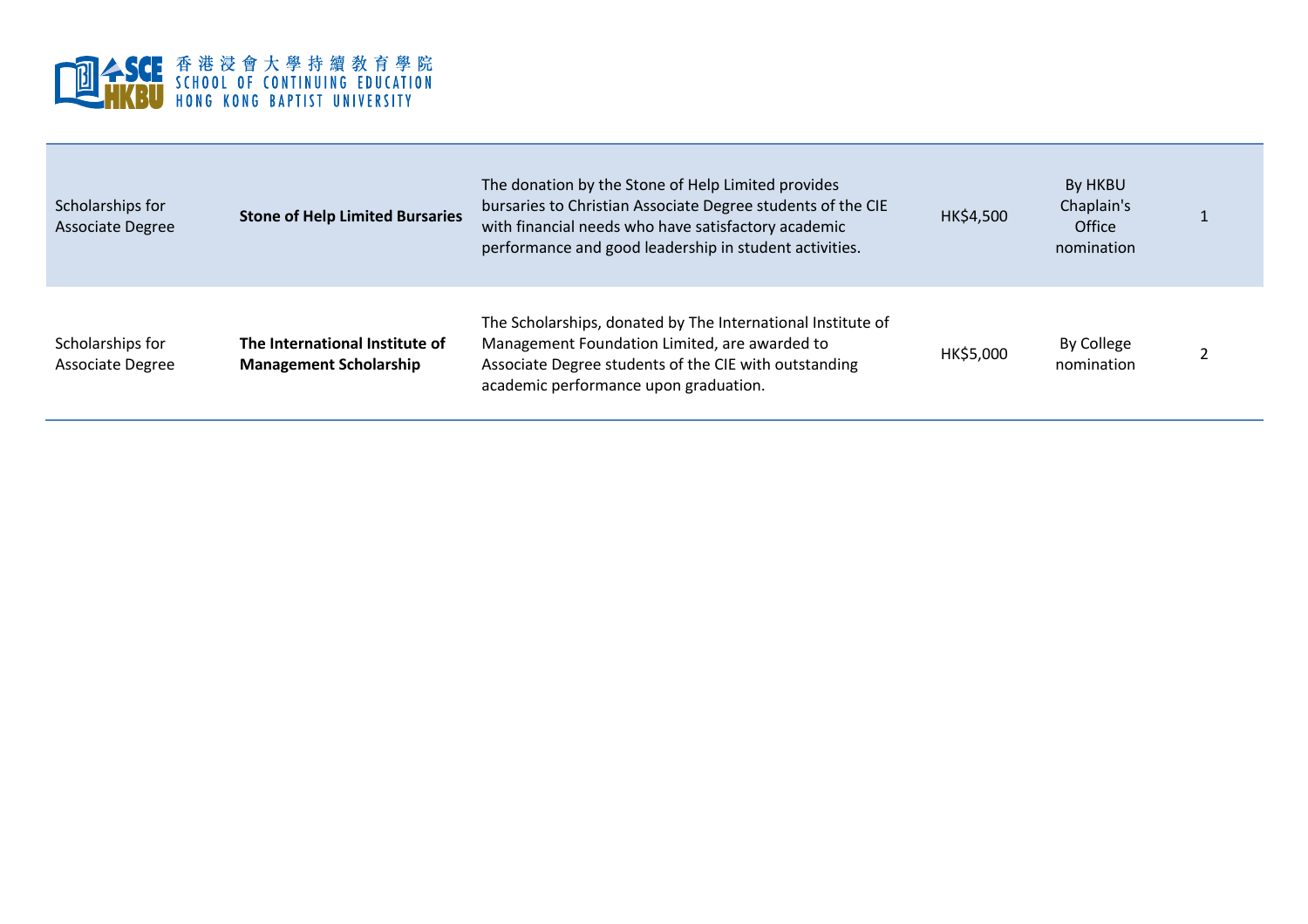| | | | | | |
|---|---|---|---|---|---|
| Scholarships for Associate Degree | **Stone of Help Limited Bursaries** | The donation by the Stone of Help Limited provides bursaries to Christian Associate Degree students of the CIE with financial needs who have satisfactory academic performance and good leadership in student activities. | HK$4,500 | By HKBU Chaplain's Office nomination | 1 |
| Scholarships for Associate Degree | **The International Institute of Management Scholarship** | The Scholarships, donated by The International Institute of Management Foundation Limited, are awarded to Associate Degree students of the CIE with outstanding academic performance upon graduation. | HK$5,000 | By College nomination | 2 |